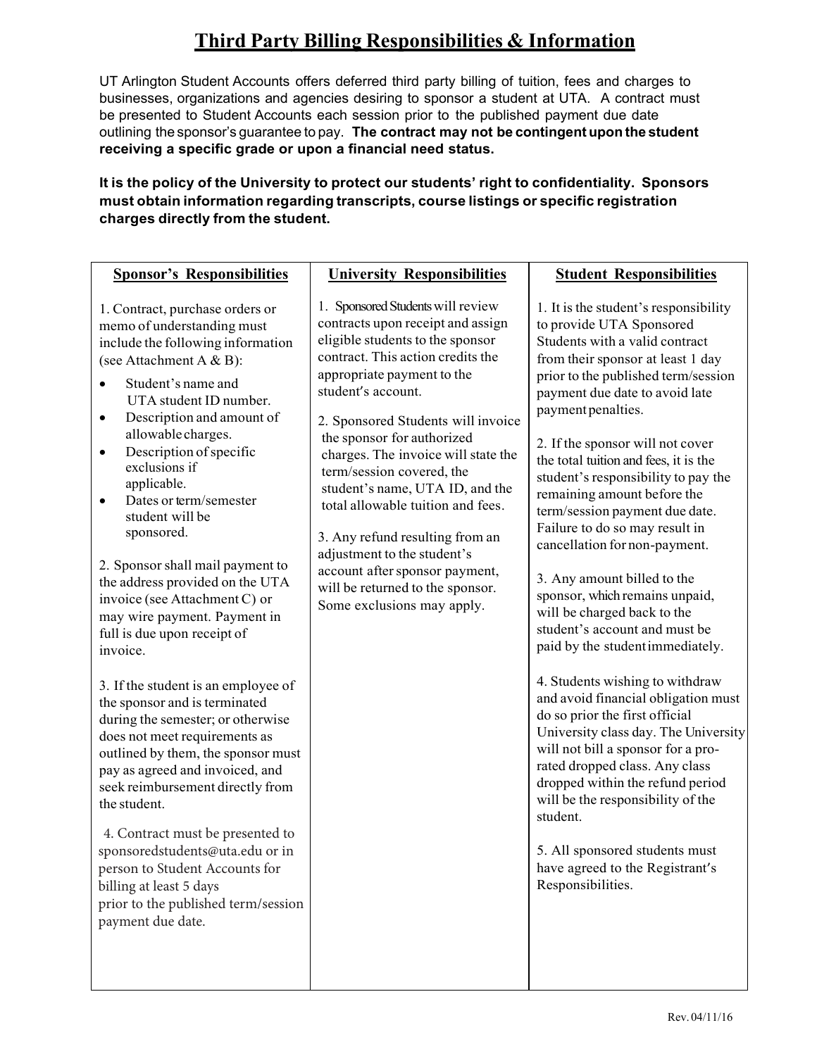# Third Party Billing Responsibilities & Information

UT Arlington Student Accounts offers deferred third party billing of tuition, fees and charges to businesses, organizations and agencies desiring to sponsor a student at UTA. A contract must be presented to Student Accounts each session prior to the published payment due date outlining the sponsor's guarantee to pay. **The contract may not be contingent upon the student receiving a specific grade or upon a financial need status.**

**It is the policy of the University to protect our students' right to confidentiality. Sponsors must obtain information regarding transcripts, course listings or specific registration charges directly from the student.**

| Sponsor's Responsibilities | University Responsibilities | Student Responsibilities |
|---|---|---|
| 1. Contract, purchase orders or memo of understanding must include the following information (see Attachment A & B):<br>• Student's name and UTA student ID number.<br>• Description and amount of allowable charges.<br>• Description of specific exclusions if applicable.<br>• Dates or term/semester student will be sponsored.<br><br>2. Sponsor shall mail payment to the address provided on the UTA invoice (see Attachment C) or may wire payment. Payment in full is due upon receipt of invoice.<br><br>3. If the student is an employee of the sponsor and is terminated during the semester; or otherwise does not meet requirements as outlined by them, the sponsor must pay as agreed and invoiced, and seek reimbursement directly from the student.<br><br>4. Contract must be presented to sponsoredstudents@uta.edu or in person to Student Accounts for billing at least 5 days prior to the published term/session payment due date. | 1. Sponsored Students will review contracts upon receipt and assign eligible students to the sponsor contract. This action credits the appropriate payment to the student's account.<br><br>2. Sponsored Students will invoice the sponsor for authorized charges. The invoice will state the term/session covered, the student's name, UTA ID, and the total allowable tuition and fees.<br><br>3. Any refund resulting from an adjustment to the student's account after sponsor payment, will be returned to the sponsor. Some exclusions may apply. | 1. It is the student's responsibility to provide UTA Sponsored Students with a valid contract from their sponsor at least 1 day prior to the published term/session payment due date to avoid late payment penalties.<br><br>2. If the sponsor will not cover the total tuition and fees, it is the student's responsibility to pay the remaining amount before the term/session payment due date. Failure to do so may result in cancellation for non-payment.<br><br>3. Any amount billed to the sponsor, which remains unpaid, will be charged back to the student's account and must be paid by the student immediately.<br><br>4. Students wishing to withdraw and avoid financial obligation must do so prior the first official University class day. The University will not bill a sponsor for a pro-rated dropped class. Any class dropped within the refund period will be the responsibility of the student.<br><br>5. All sponsored students must have agreed to the Registrant's Responsibilities. |

Rev. 04/11/16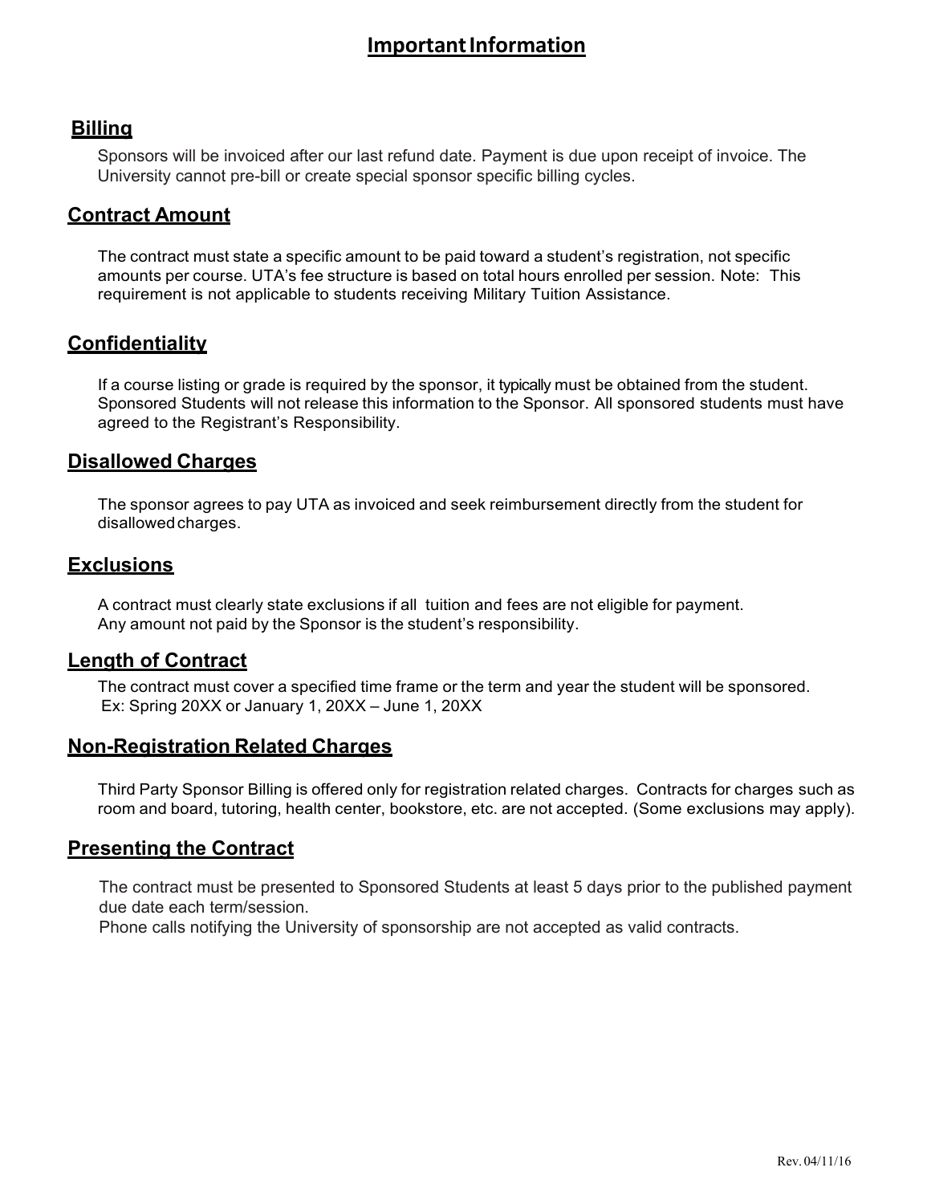# Important Information

## Billing

Sponsors will be invoiced after our last refund date. Payment is due upon receipt of invoice. The University cannot pre-bill or create special sponsor specific billing cycles.

## Contract Amount

The contract must state a specific amount to be paid toward a student's registration, not specific amounts per course. UTA's fee structure is based on total hours enrolled per session. Note: This requirement is not applicable to students receiving Military Tuition Assistance.

## Confidentiality

If a course listing or grade is required by the sponsor, it typically must be obtained from the student. Sponsored Students will not release this information to the Sponsor. All sponsored students must have agreed to the Registrant's Responsibility.

## Disallowed Charges

The sponsor agrees to pay UTA as invoiced and seek reimbursement directly from the student for disallowed charges.

## Exclusions

A contract must clearly state exclusions if all tuition and fees are not eligible for payment.
Any amount not paid by the Sponsor is the student's responsibility.

## Length of Contract

The contract must cover a specified time frame or the term and year the student will be sponsored.
Ex: Spring 20XX or January 1, 20XX – June 1, 20XX

## Non-Registration Related Charges

Third Party Sponsor Billing is offered only for registration related charges. Contracts for charges such as room and board, tutoring, health center, bookstore, etc. are not accepted. (Some exclusions may apply).

## Presenting the Contract

The contract must be presented to Sponsored Students at least 5 days prior to the published payment due date each term/session.
Phone calls notifying the University of sponsorship are not accepted as valid contracts.

Rev. 04/11/16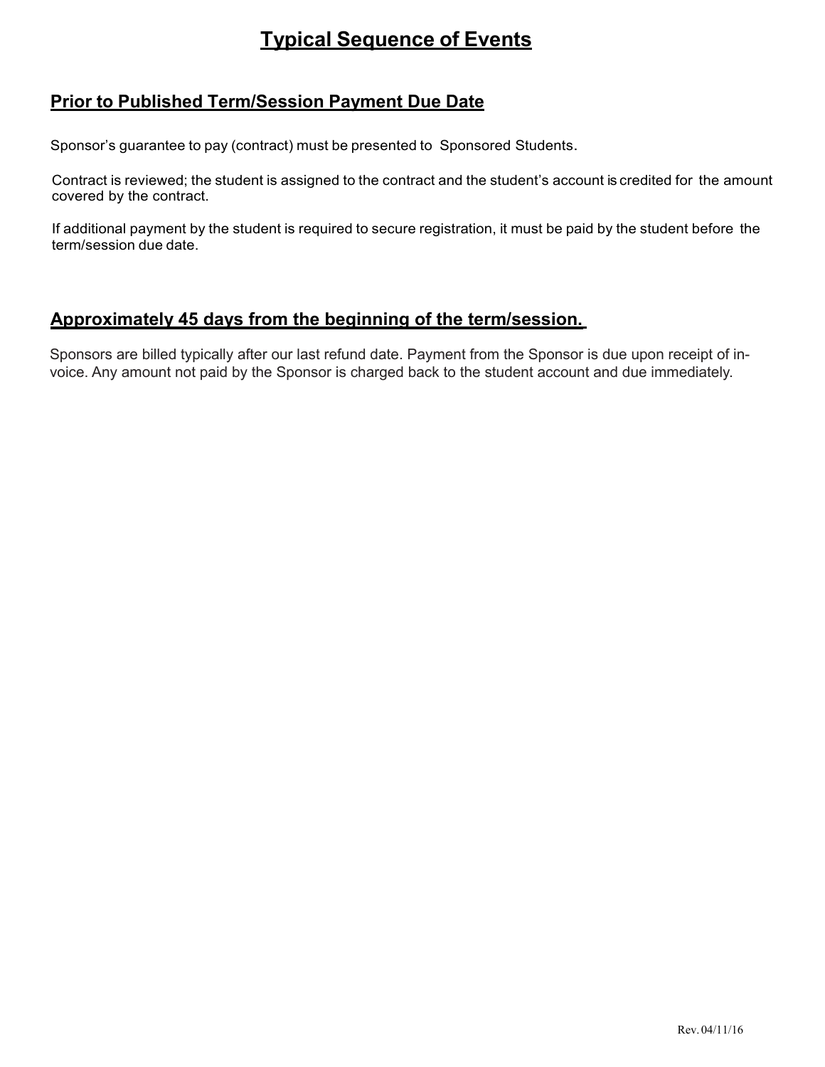# Typical Sequence of Events

## Prior to Published Term/Session Payment Due Date

Sponsor's guarantee to pay (contract) must be presented to Sponsored Students.

Contract is reviewed; the student is assigned to the contract and the student's account is credited for the amount covered by the contract.

If additional payment by the student is required to secure registration, it must be paid by the student before the term/session due date.

## Approximately 45 days from the beginning of the term/session.

Sponsors are billed typically after our last refund date. Payment from the Sponsor is due upon receipt of invoice. Any amount not paid by the Sponsor is charged back to the student account and due immediately.

Rev. 04/11/16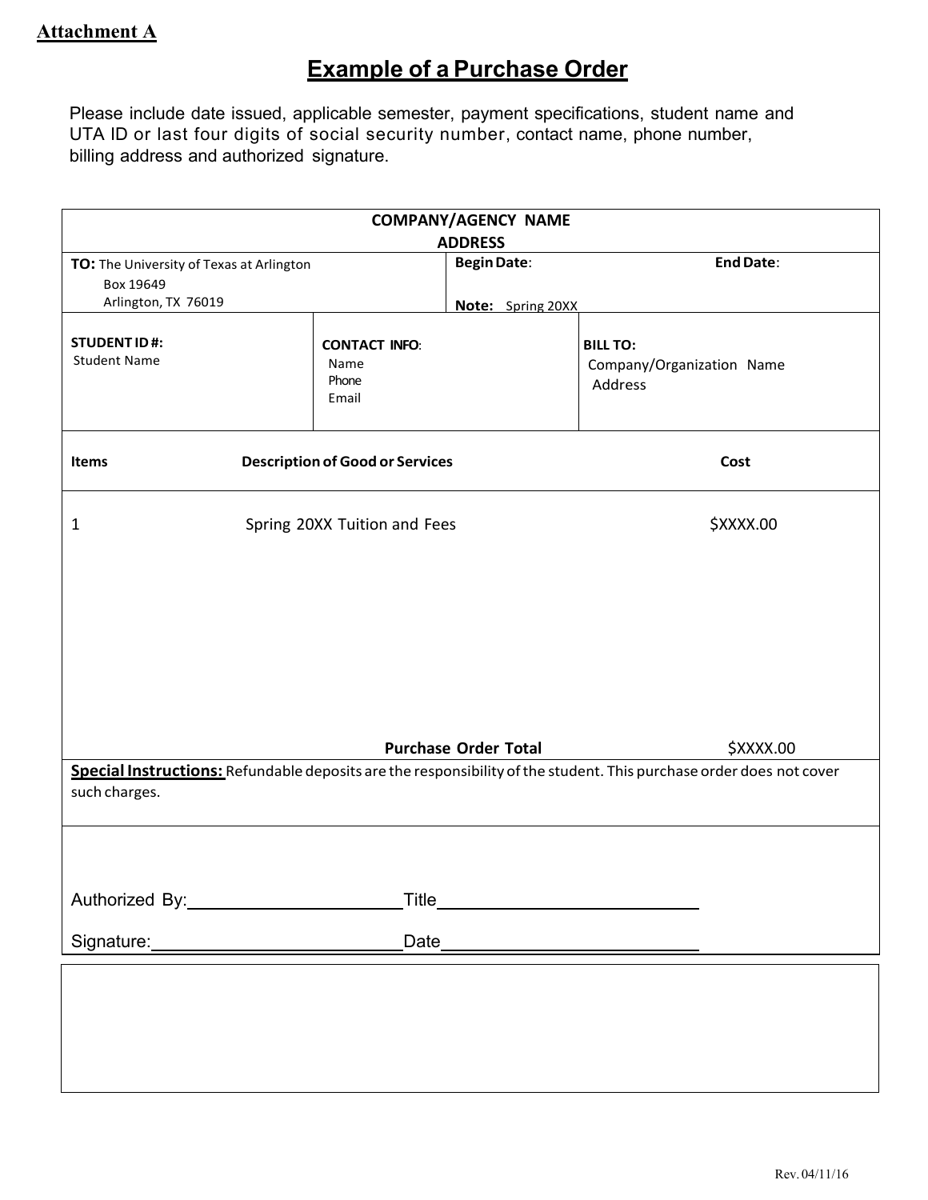**Attachment A**

# Example of a Purchase Order

Please include date issued, applicable semester, payment specifications, student name and UTA ID or last four digits of social security number, contact name, phone number, billing address and authorized signature.

| COMPANY/AGENCY NAME<br>ADDRESS | | |
|---|---|---|
| **TO:** The University of Texas at Arlington<br>Box 19649<br>Arlington, TX 76019 | **Begin Date**:<br>**Note:** Spring 20XX | **End Date**: |
| **STUDENT ID #:**<br>Student Name | **CONTACT INFO**:<br>Name<br>Phone<br>Email | **BILL TO:**<br>Company/Organization Name<br>Address |

| Items | Description of Good or Services | Cost |
|---|---|---|
| 1 | Spring 20XX Tuition and Fees | $XXXX.00 |
| | **Purchase Order Total** | $XXXX.00 |

**Special Instructions:** Refundable deposits are the responsibility of the student. This purchase order does not cover such charges.

Authorized By:______________________ Title__________________________

Signature:_________________________ Date__________________________

Rev. 04/11/16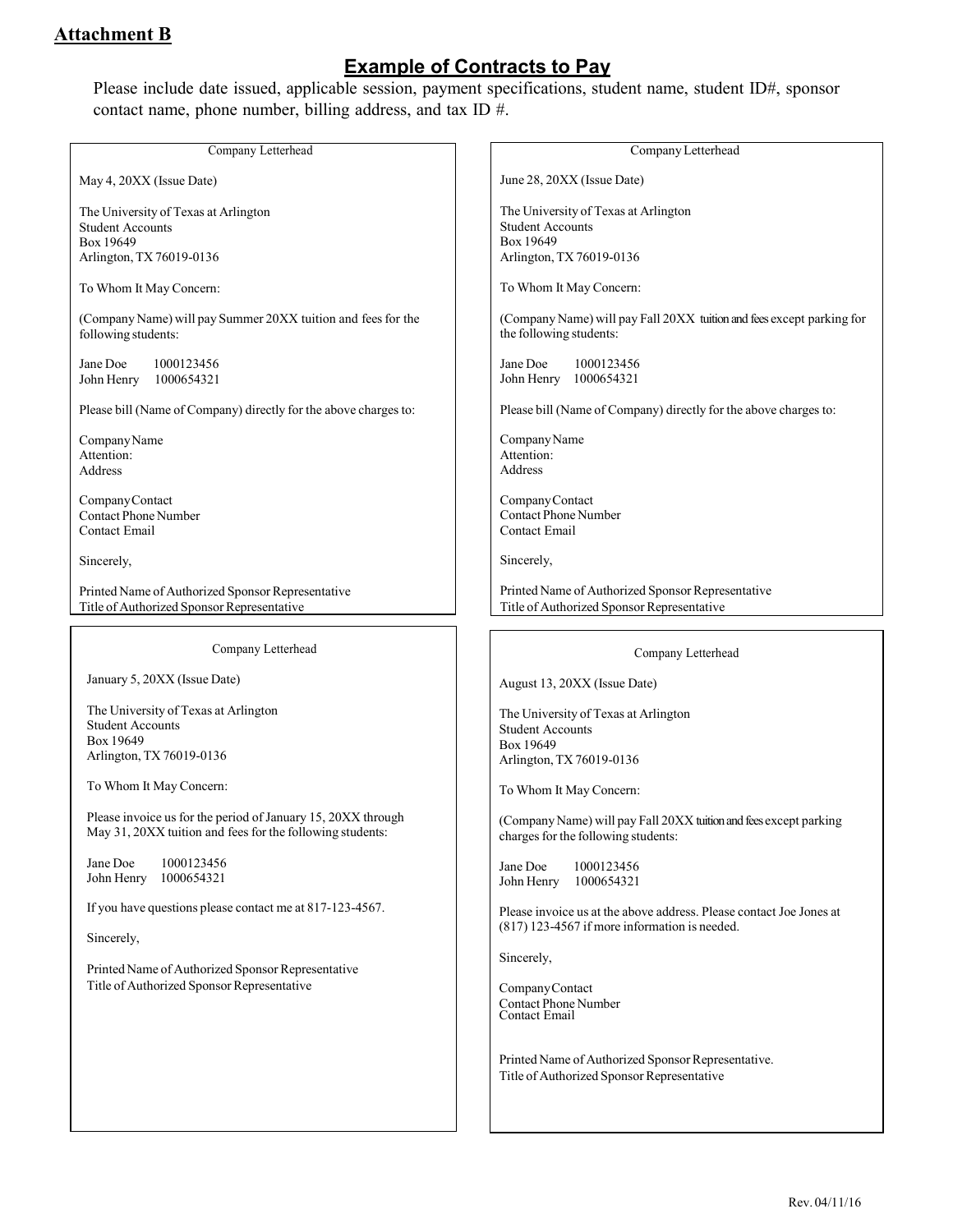**Attachment B**

## Example of Contracts to Pay

Please include date issued, applicable session, payment specifications, student name, student ID#, sponsor contact name, phone number, billing address, and tax ID #.

---

Company Letterhead

May 4, 20XX (Issue Date)

The University of Texas at Arlington
Student Accounts
Box 19649
Arlington, TX 76019-0136

To Whom It May Concern:

(Company Name) will pay Summer 20XX tuition and fees for the following students:

Jane Doe 1000123456
John Henry 1000654321

Please bill (Name of Company) directly for the above charges to:

Company Name
Attention:
Address

Company Contact
Contact Phone Number
Contact Email

Sincerely,

Printed Name of Authorized Sponsor Representative
Title of Authorized Sponsor Representative

---

Company Letterhead

June 28, 20XX (Issue Date)

The University of Texas at Arlington
Student Accounts
Box 19649
Arlington, TX 76019-0136

To Whom It May Concern:

(Company Name) will pay Fall 20XX tuition and fees except parking for the following students:

Jane Doe 1000123456
John Henry 1000654321

Please bill (Name of Company) directly for the above charges to:

Company Name
Attention:
Address

Company Contact
Contact Phone Number
Contact Email

Sincerely,

Printed Name of Authorized Sponsor Representative
Title of Authorized Sponsor Representative

---

Company Letterhead

January 5, 20XX (Issue Date)

The University of Texas at Arlington
Student Accounts
Box 19649
Arlington, TX 76019-0136

To Whom It May Concern:

Please invoice us for the period of January 15, 20XX through May 31, 20XX tuition and fees for the following students:

Jane Doe 1000123456
John Henry 1000654321

If you have questions please contact me at 817-123-4567.

Sincerely,

Printed Name of Authorized Sponsor Representative
Title of Authorized Sponsor Representative

---

Company Letterhead

August 13, 20XX (Issue Date)

The University of Texas at Arlington
Student Accounts
Box 19649
Arlington, TX 76019-0136

To Whom It May Concern:

(Company Name) will pay Fall 20XX tuition and fees except parking charges for the following students:

Jane Doe 1000123456
John Henry 1000654321

Please invoice us at the above address. Please contact Joe Jones at (817) 123-4567 if more information is needed.

Sincerely,

Company Contact
Contact Phone Number
Contact Email

Printed Name of Authorized Sponsor Representative.
Title of Authorized Sponsor Representative

Rev. 04/11/16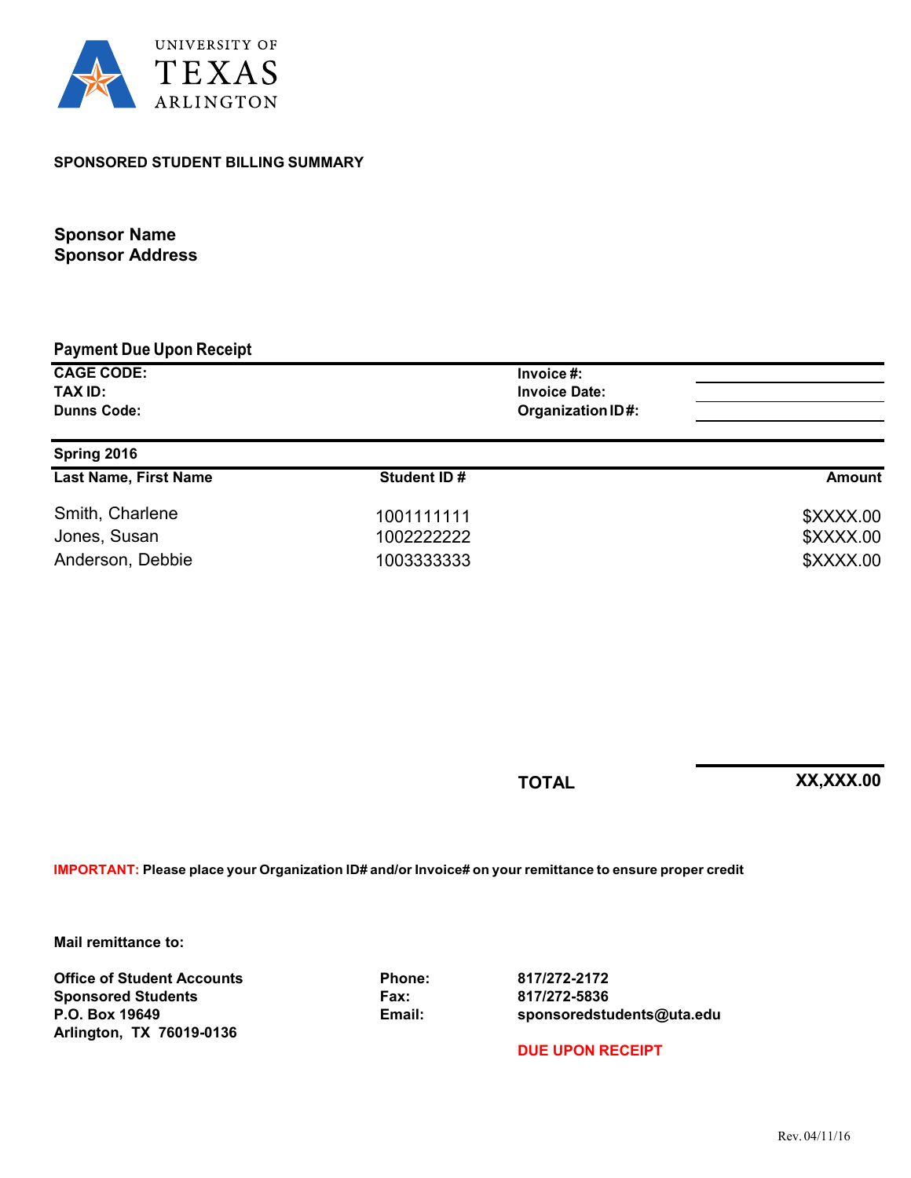UNIVERSITY OF TEXAS ARLINGTON

## SPONSORED STUDENT BILLING SUMMARY

**Sponsor Name**
**Sponsor Address**

**Payment Due Upon Receipt**

| | | | |
|---|---|---|---|
| **CAGE CODE:** | | **Invoice #:** | |
| **TAX ID:** | | **Invoice Date:** | |
| **Dunns Code:** | | **Organization ID#:** | |

**Spring 2016**

| Last Name, First Name | Student ID # | Amount |
|---|---|---|
| Smith, Charlene | 1001111111 | $XXXX.00 |
| Jones, Susan | 1002222222 | $XXXX.00 |
| Anderson, Debbie | 1003333333 | $XXXX.00 |

**TOTAL** **XX,XXX.00**

**IMPORTANT: Please place your Organization ID# and/or Invoice# on your remittance to ensure proper credit**

**Mail remittance to:**

**Office of Student Accounts**
**Sponsored Students**
**P.O. Box 19649**
**Arlington, TX 76019-0136**

**Phone:** **817/272-2172**
**Fax:** **817/272-5836**
**Email:** **sponsoredstudents@uta.edu**

**DUE UPON RECEIPT**

Rev. 04/11/16